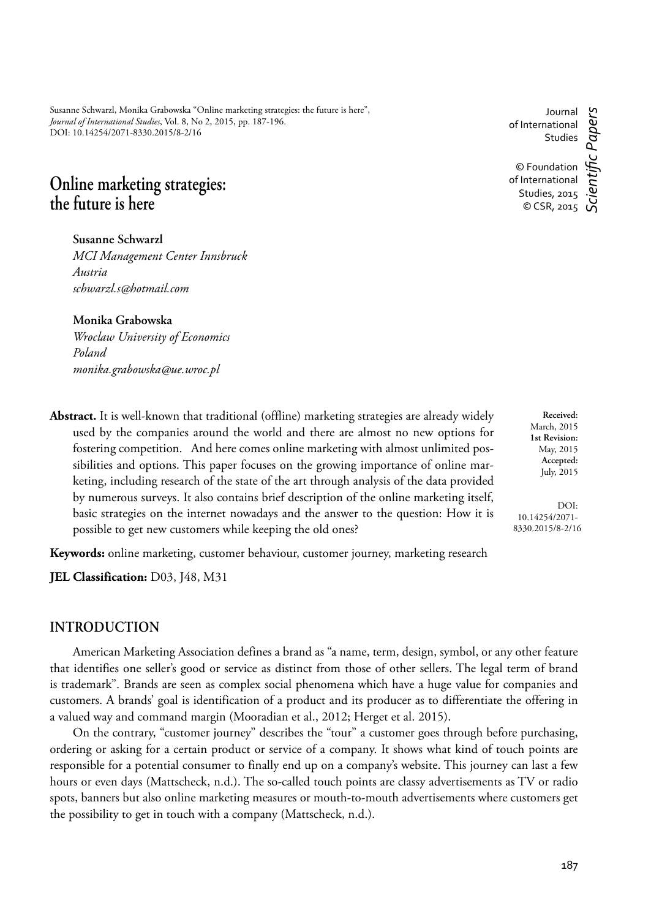Susanne Schwarzl, Monika Grabowska "Online marketing strategies: the future is here", *Journal of International Studies*, Vol. 8, No 2, 2015, pp. 187-196.
DOI: 10.14254/2071-8330.2015/8-2/16

Journal of International Studies

© Foundation of International Studies, 2015
© CSR, 2015

*Scientific Papers*

# Online marketing strategies: the future is here

**Susanne Schwarzl**
*MCI Management Center Innsbruck*
*Austria*
*schwarzl.s@hotmail.com*

**Monika Grabowska**
*Wroclaw University of Economics*
*Poland*
*monika.grabowska@ue.wroc.pl*

**Abstract.** It is well-known that traditional (offline) marketing strategies are already widely used by the companies around the world and there are almost no new options for fostering competition. And here comes online marketing with almost unlimited possibilities and options. This paper focuses on the growing importance of online marketing, including research of the state of the art through analysis of the data provided by numerous surveys. It also contains brief description of the online marketing itself, basic strategies on the internet nowadays and the answer to the question: How it is possible to get new customers while keeping the old ones?

**Received**: March, 2015
**1st Revision:** May, 2015
**Accepted:** July, 2015

DOI: 10.14254/2071-8330.2015/8-2/16

**Keywords:** online marketing, customer behaviour, customer journey, marketing research

**JEL Classification:** D03, J48, M31

## INTRODUCTION

American Marketing Association defines a brand as "a name, term, design, symbol, or any other feature that identifies one seller's good or service as distinct from those of other sellers. The legal term of brand is trademark". Brands are seen as complex social phenomena which have a huge value for companies and customers. A brands' goal is identification of a product and its producer as to differentiate the offering in a valued way and command margin (Mooradian et al., 2012; Herget et al. 2015).

On the contrary, "customer journey" describes the "tour" a customer goes through before purchasing, ordering or asking for a certain product or service of a company. It shows what kind of touch points are responsible for a potential consumer to finally end up on a company's website. This journey can last a few hours or even days (Mattscheck, n.d.). The so-called touch points are classy advertisements as TV or radio spots, banners but also online marketing measures or mouth-to-mouth advertisements where customers get the possibility to get in touch with a company (Mattscheck, n.d.).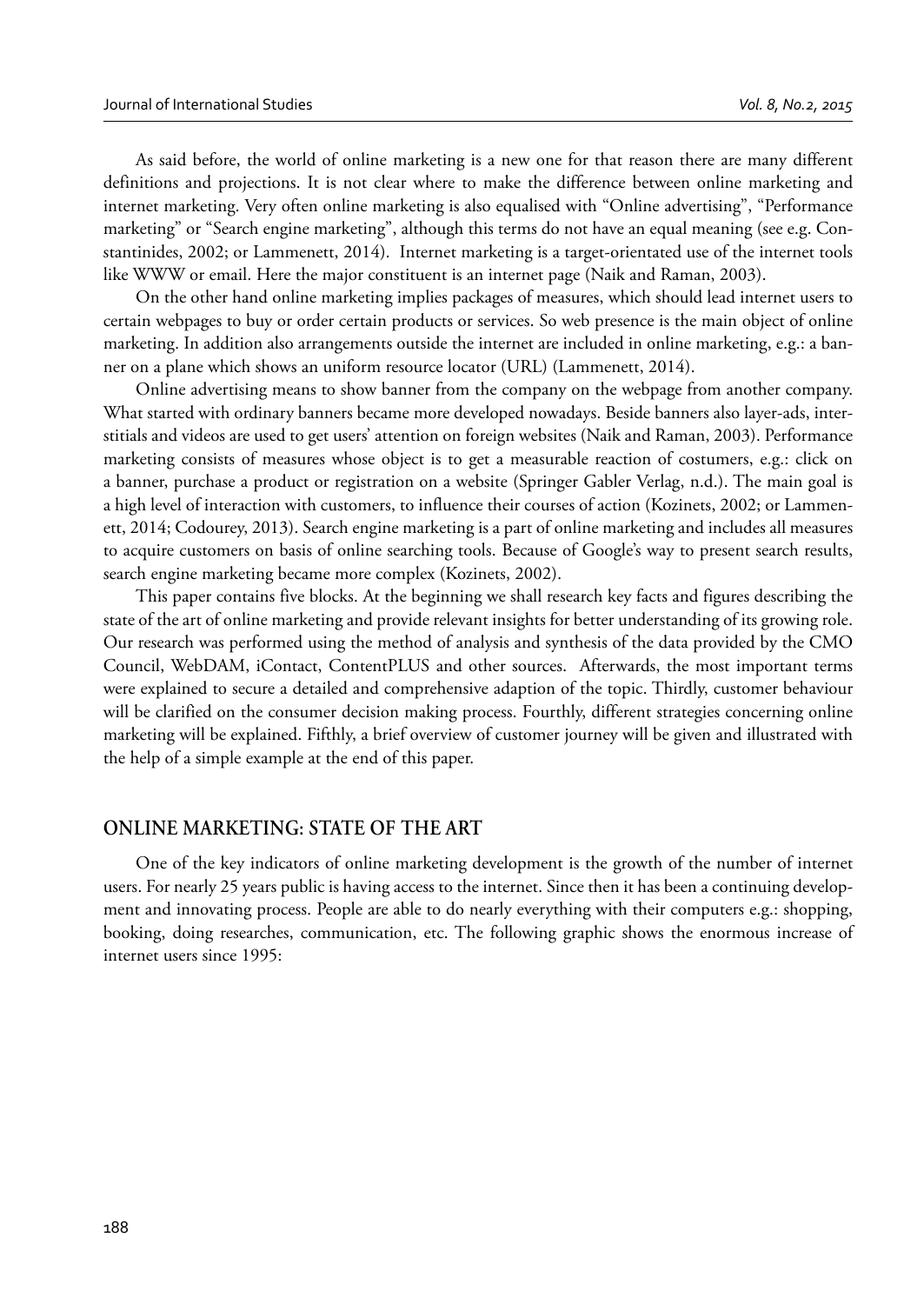As said before, the world of online marketing is a new one for that reason there are many different definitions and projections. It is not clear where to make the difference between online marketing and internet marketing. Very often online marketing is also equalised with "Online advertising", "Performance marketing" or "Search engine marketing", although this terms do not have an equal meaning (see e.g. Constantinides, 2002; or Lammenett, 2014). Internet marketing is a target-orientated use of the internet tools like WWW or email. Here the major constituent is an internet page (Naik and Raman, 2003).

On the other hand online marketing implies packages of measures, which should lead internet users to certain webpages to buy or order certain products or services. So web presence is the main object of online marketing. In addition also arrangements outside the internet are included in online marketing, e.g.: a banner on a plane which shows an uniform resource locator (URL) (Lammenett, 2014).

Online advertising means to show banner from the company on the webpage from another company. What started with ordinary banners became more developed nowadays. Beside banners also layer-ads, interstitials and videos are used to get users' attention on foreign websites (Naik and Raman, 2003). Performance marketing consists of measures whose object is to get a measurable reaction of costumers, e.g.: click on a banner, purchase a product or registration on a website (Springer Gabler Verlag, n.d.). The main goal is a high level of interaction with customers, to influence their courses of action (Kozinets, 2002; or Lammenett, 2014; Codourey, 2013). Search engine marketing is a part of online marketing and includes all measures to acquire customers on basis of online searching tools. Because of Google's way to present search results, search engine marketing became more complex (Kozinets, 2002).

This paper contains five blocks. At the beginning we shall research key facts and figures describing the state of the art of online marketing and provide relevant insights for better understanding of its growing role. Our research was performed using the method of analysis and synthesis of the data provided by the CMO Council, WebDAM, iContact, ContentPLUS and other sources. Afterwards, the most important terms were explained to secure a detailed and comprehensive adaption of the topic. Thirdly, customer behaviour will be clarified on the consumer decision making process. Fourthly, different strategies concerning online marketing will be explained. Fifthly, a brief overview of customer journey will be given and illustrated with the help of a simple example at the end of this paper.

## ONLINE MARKETING: STATE OF THE ART

One of the key indicators of online marketing development is the growth of the number of internet users. For nearly 25 years public is having access to the internet. Since then it has been a continuing development and innovating process. People are able to do nearly everything with their computers e.g.: shopping, booking, doing researches, communication, etc. The following graphic shows the enormous increase of internet users since 1995: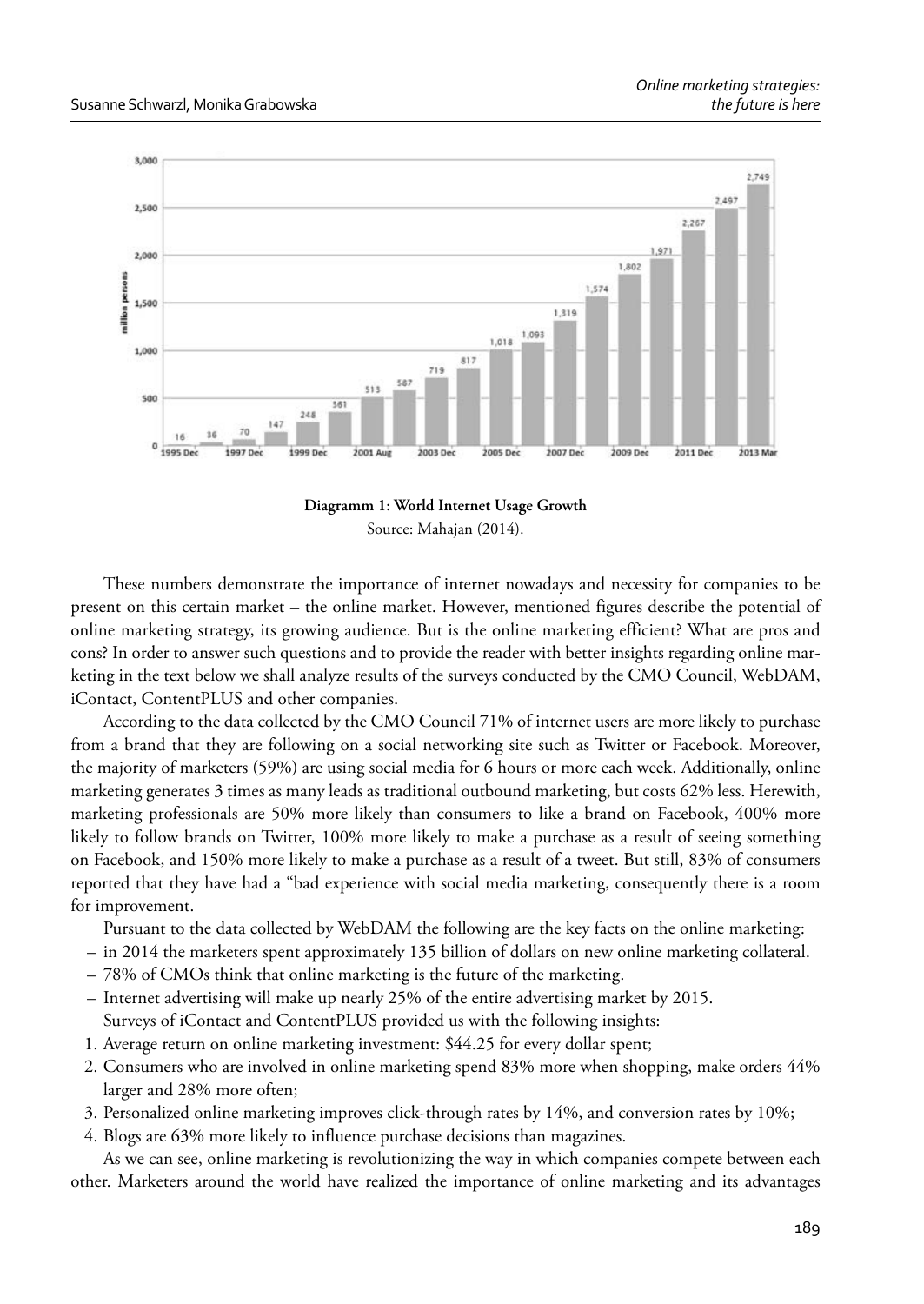**Diagramm 1: World Internet Usage Growth**
Source: Mahajan (2014).

These numbers demonstrate the importance of internet nowadays and necessity for companies to be present on this certain market – the online market. However, mentioned figures describe the potential of online marketing strategy, its growing audience. But is the online marketing efficient? What are pros and cons? In order to answer such questions and to provide the reader with better insights regarding online marketing in the text below we shall analyze results of the surveys conducted by the CMO Council, WebDAM, iContact, ContentPLUS and other companies.

According to the data collected by the CMO Council 71% of internet users are more likely to purchase from a brand that they are following on a social networking site such as Twitter or Facebook. Moreover, the majority of marketers (59%) are using social media for 6 hours or more each week. Additionally, online marketing generates 3 times as many leads as traditional outbound marketing, but costs 62% less. Herewith, marketing professionals are 50% more likely than consumers to like a brand on Facebook, 400% more likely to follow brands on Twitter, 100% more likely to make a purchase as a result of seeing something on Facebook, and 150% more likely to make a purchase as a result of a tweet. But still, 83% of consumers reported that they have had a "bad experience with social media marketing, consequently there is a room for improvement.

Pursuant to the data collected by WebDAM the following are the key facts on the online marketing:

- in 2014 the marketers spent approximately 135 billion of dollars on new online marketing collateral.
- 78% of CMOs think that online marketing is the future of the marketing.
- Internet advertising will make up nearly 25% of the entire advertising market by 2015.

Surveys of iContact and ContentPLUS provided us with the following insights:

1. Average return on online marketing investment: $44.25 for every dollar spent;
2. Consumers who are involved in online marketing spend 83% more when shopping, make orders 44% larger and 28% more often;
3. Personalized online marketing improves click-through rates by 14%, and conversion rates by 10%;
4. Blogs are 63% more likely to influence purchase decisions than magazines.

As we can see, online marketing is revolutionizing the way in which companies compete between each other. Marketers around the world have realized the importance of online marketing and its advantages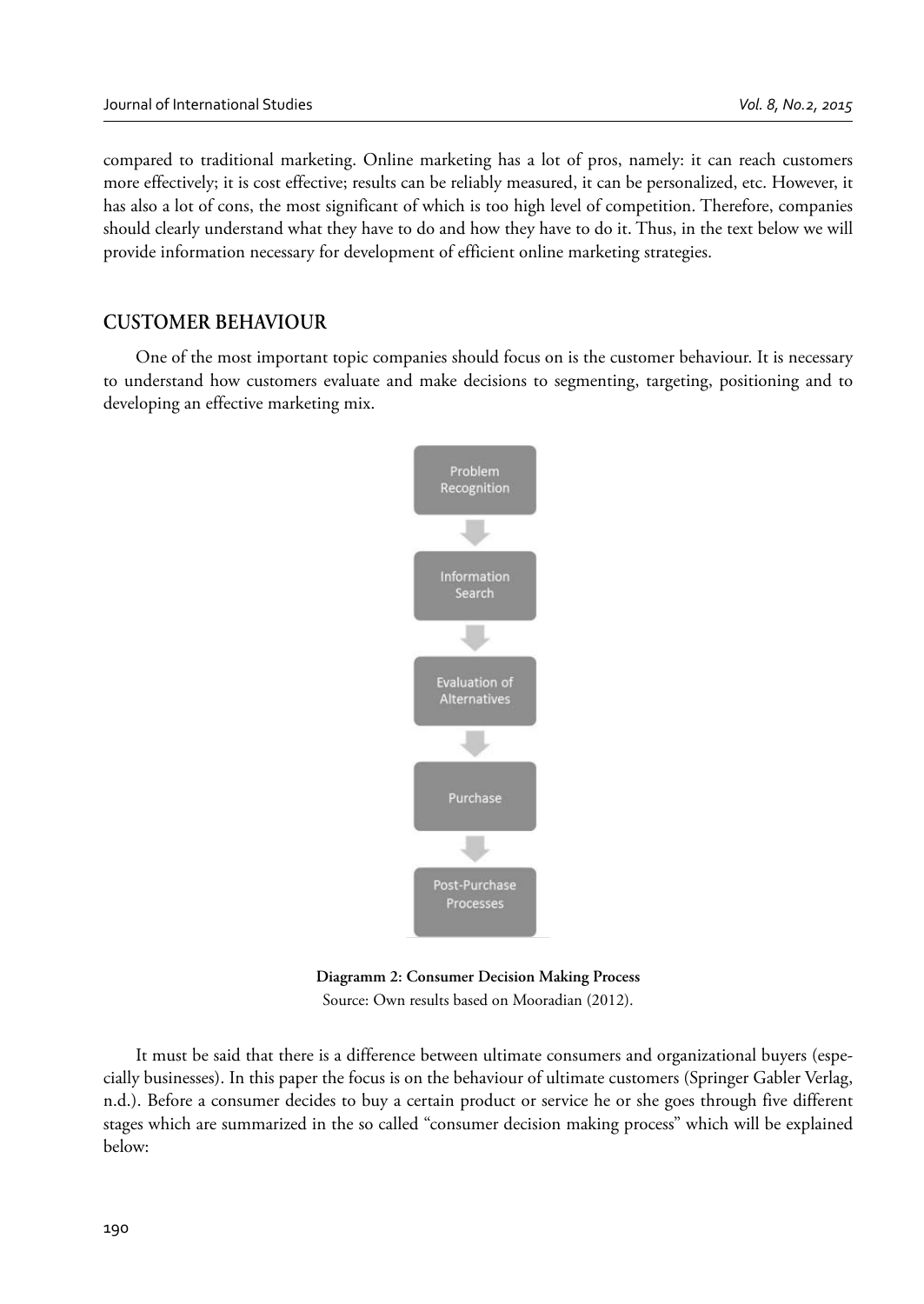compared to traditional marketing. Online marketing has a lot of pros, namely: it can reach customers more effectively; it is cost effective; results can be reliably measured, it can be personalized, etc. However, it has also a lot of cons, the most significant of which is too high level of competition. Therefore, companies should clearly understand what they have to do and how they have to do it. Thus, in the text below we will provide information necessary for development of efficient online marketing strategies.

## CUSTOMER BEHAVIOUR

One of the most important topic companies should focus on is the customer behaviour. It is necessary to understand how customers evaluate and make decisions to segmenting, targeting, positioning and to developing an effective marketing mix.

Problem Recognition

↓

Information Search

↓

Evaluation of Alternatives

↓

Purchase

↓

Post-Purchase Processes

**Diagramm 2: Consumer Decision Making Process**

Source: Own results based on Mooradian (2012).

It must be said that there is a difference between ultimate consumers and organizational buyers (especially businesses). In this paper the focus is on the behaviour of ultimate customers (Springer Gabler Verlag, n.d.). Before a consumer decides to buy a certain product or service he or she goes through five different stages which are summarized in the so called "consumer decision making process" which will be explained below: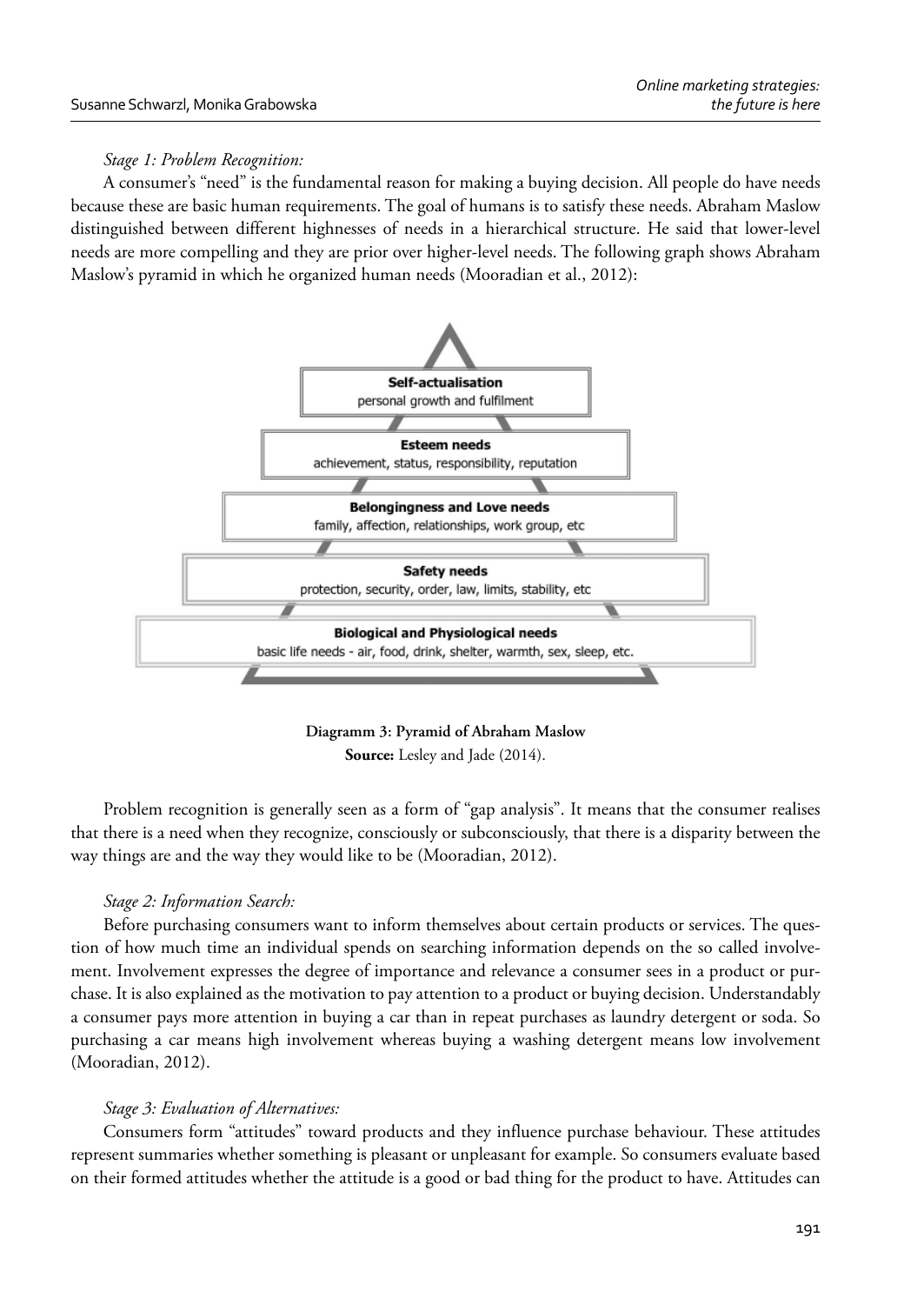*Stage 1: Problem Recognition:*

A consumer's "need" is the fundamental reason for making a buying decision. All people do have needs because these are basic human requirements. The goal of humans is to satisfy these needs. Abraham Maslow distinguished between different highnesses of needs in a hierarchical structure. He said that lower-level needs are more compelling and they are prior over higher-level needs. The following graph shows Abraham Maslow's pyramid in which he organized human needs (Mooradian et al., 2012):

**Self-actualisation**
personal growth and fulfilment

**Esteem needs**
achievement, status, responsibility, reputation

**Belongingness and Love needs**
family, affection, relationships, work group, etc

**Safety needs**
protection, security, order, law, limits, stability, etc

**Biological and Physiological needs**
basic life needs - air, food, drink, shelter, warmth, sex, sleep, etc.

**Diagramm 3: Pyramid of Abraham Maslow**
**Source:** Lesley and Jade (2014).

Problem recognition is generally seen as a form of "gap analysis". It means that the consumer realises that there is a need when they recognize, consciously or subconsciously, that there is a disparity between the way things are and the way they would like to be (Mooradian, 2012).

*Stage 2: Information Search:*

Before purchasing consumers want to inform themselves about certain products or services. The question of how much time an individual spends on searching information depends on the so called involvement. Involvement expresses the degree of importance and relevance a consumer sees in a product or purchase. It is also explained as the motivation to pay attention to a product or buying decision. Understandably a consumer pays more attention in buying a car than in repeat purchases as laundry detergent or soda. So purchasing a car means high involvement whereas buying a washing detergent means low involvement (Mooradian, 2012).

*Stage 3: Evaluation of Alternatives:*

Consumers form "attitudes" toward products and they influence purchase behaviour. These attitudes represent summaries whether something is pleasant or unpleasant for example. So consumers evaluate based on their formed attitudes whether the attitude is a good or bad thing for the product to have. Attitudes can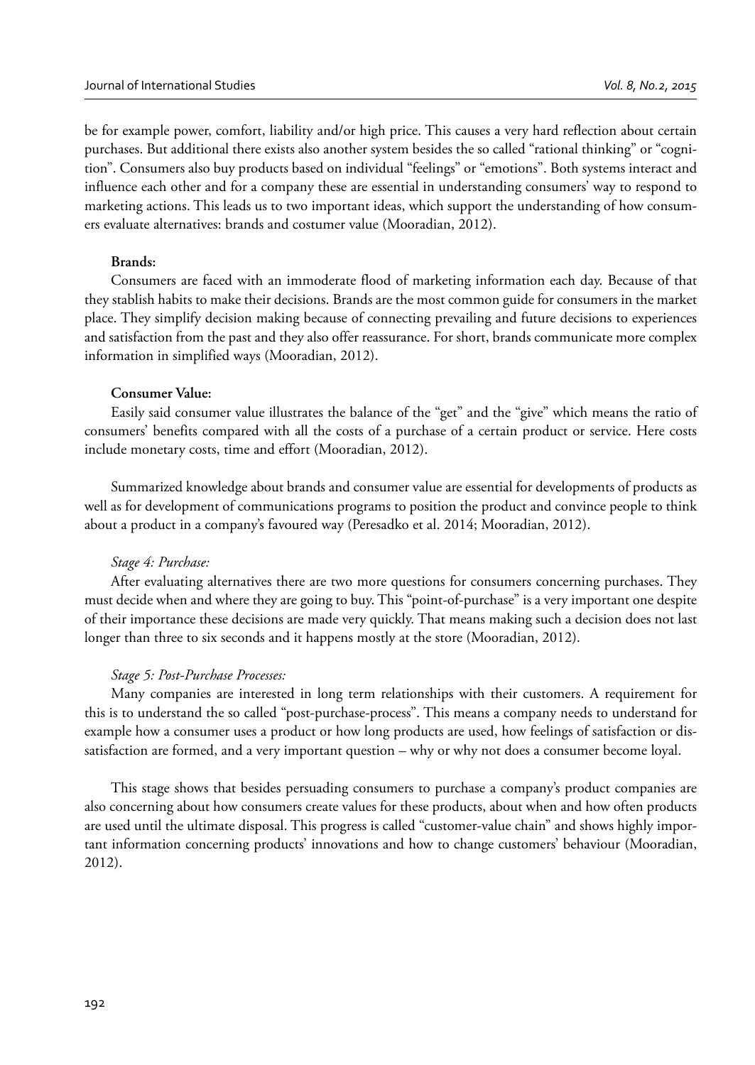be for example power, comfort, liability and/or high price. This causes a very hard reflection about certain purchases. But additional there exists also another system besides the so called "rational thinking" or "cognition". Consumers also buy products based on individual "feelings" or "emotions". Both systems interact and influence each other and for a company these are essential in understanding consumers' way to respond to marketing actions. This leads us to two important ideas, which support the understanding of how consumers evaluate alternatives: brands and costumer value (Mooradian, 2012).

**Brands:**

Consumers are faced with an immoderate flood of marketing information each day. Because of that they stablish habits to make their decisions. Brands are the most common guide for consumers in the market place. They simplify decision making because of connecting prevailing and future decisions to experiences and satisfaction from the past and they also offer reassurance. For short, brands communicate more complex information in simplified ways (Mooradian, 2012).

**Consumer Value:**

Easily said consumer value illustrates the balance of the "get" and the "give" which means the ratio of consumers' benefits compared with all the costs of a purchase of a certain product or service. Here costs include monetary costs, time and effort (Mooradian, 2012).

Summarized knowledge about brands and consumer value are essential for developments of products as well as for development of communications programs to position the product and convince people to think about a product in a company's favoured way (Peresadko et al. 2014; Mooradian, 2012).

*Stage 4: Purchase:*

After evaluating alternatives there are two more questions for consumers concerning purchases. They must decide when and where they are going to buy. This "point-of-purchase" is a very important one despite of their importance these decisions are made very quickly. That means making such a decision does not last longer than three to six seconds and it happens mostly at the store (Mooradian, 2012).

*Stage 5: Post-Purchase Processes:*

Many companies are interested in long term relationships with their customers. A requirement for this is to understand the so called "post-purchase-process". This means a company needs to understand for example how a consumer uses a product or how long products are used, how feelings of satisfaction or dissatisfaction are formed, and a very important question – why or why not does a consumer become loyal.

This stage shows that besides persuading consumers to purchase a company's product companies are also concerning about how consumers create values for these products, about when and how often products are used until the ultimate disposal. This progress is called "customer-value chain" and shows highly important information concerning products' innovations and how to change customers' behaviour (Mooradian, 2012).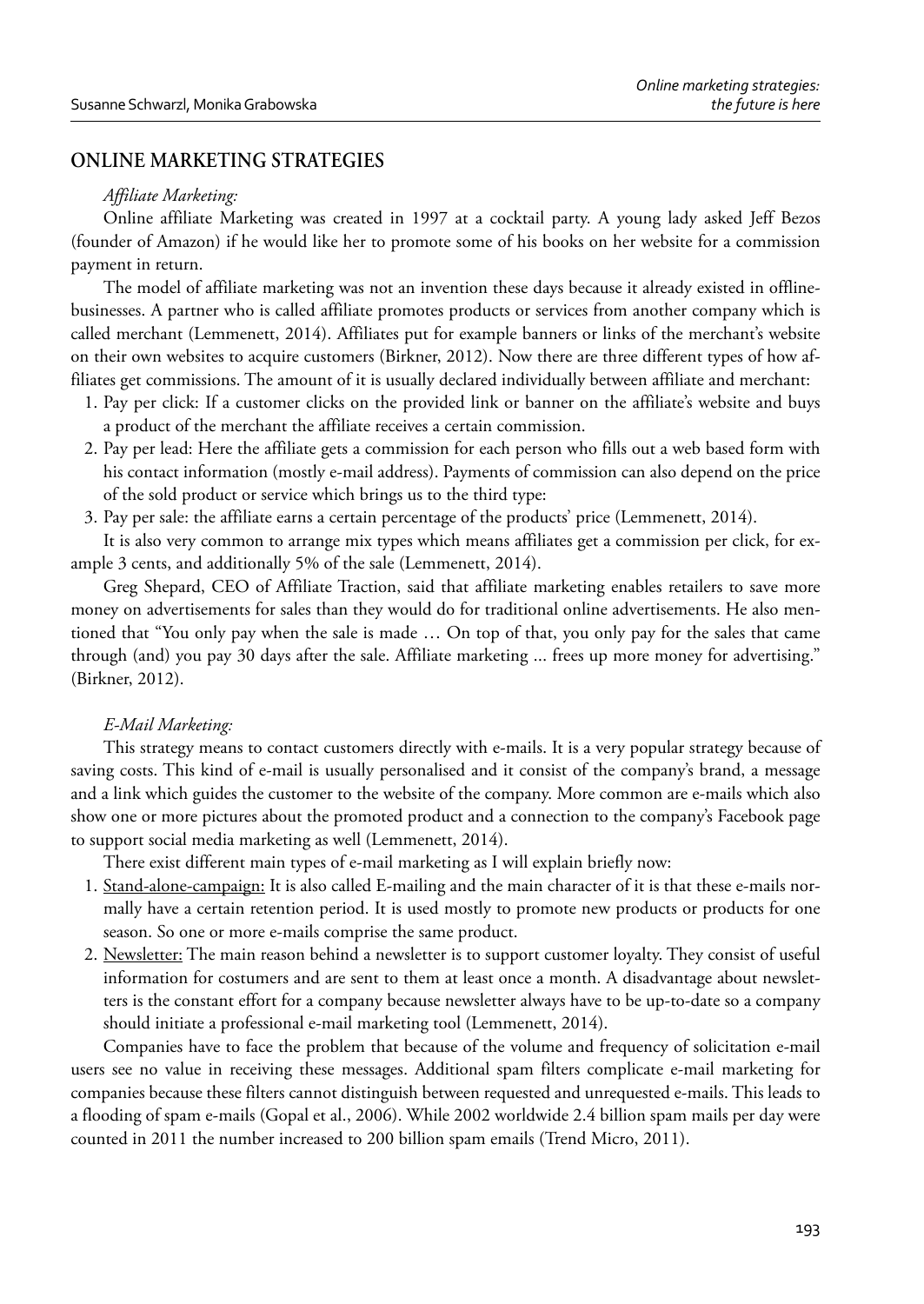## ONLINE MARKETING STRATEGIES

*Affiliate Marketing:*

Online affiliate Marketing was created in 1997 at a cocktail party. A young lady asked Jeff Bezos (founder of Amazon) if he would like her to promote some of his books on her website for a commission payment in return.

The model of affiliate marketing was not an invention these days because it already existed in offline-businesses. A partner who is called affiliate promotes products or services from another company which is called merchant (Lemmenett, 2014). Affiliates put for example banners or links of the merchant's website on their own websites to acquire customers (Birkner, 2012). Now there are three different types of how affiliates get commissions. The amount of it is usually declared individually between affiliate and merchant:

1. Pay per click: If a customer clicks on the provided link or banner on the affiliate's website and buys a product of the merchant the affiliate receives a certain commission.
2. Pay per lead: Here the affiliate gets a commission for each person who fills out a web based form with his contact information (mostly e-mail address). Payments of commission can also depend on the price of the sold product or service which brings us to the third type:
3. Pay per sale: the affiliate earns a certain percentage of the products' price (Lemmenett, 2014).

It is also very common to arrange mix types which means affiliates get a commission per click, for example 3 cents, and additionally 5% of the sale (Lemmenett, 2014).

Greg Shepard, CEO of Affiliate Traction, said that affiliate marketing enables retailers to save more money on advertisements for sales than they would do for traditional online advertisements. He also mentioned that "You only pay when the sale is made … On top of that, you only pay for the sales that came through (and) you pay 30 days after the sale. Affiliate marketing ... frees up more money for advertising." (Birkner, 2012).

*E-Mail Marketing:*

This strategy means to contact customers directly with e-mails. It is a very popular strategy because of saving costs. This kind of e-mail is usually personalised and it consist of the company's brand, a message and a link which guides the customer to the website of the company. More common are e-mails which also show one or more pictures about the promoted product and a connection to the company's Facebook page to support social media marketing as well (Lemmenett, 2014).

There exist different main types of e-mail marketing as I will explain briefly now:

1. <u>Stand-alone-campaign:</u> It is also called E-mailing and the main character of it is that these e-mails normally have a certain retention period. It is used mostly to promote new products or products for one season. So one or more e-mails comprise the same product.
2. <u>Newsletter:</u> The main reason behind a newsletter is to support customer loyalty. They consist of useful information for costumers and are sent to them at least once a month. A disadvantage about newsletters is the constant effort for a company because newsletter always have to be up-to-date so a company should initiate a professional e-mail marketing tool (Lemmenett, 2014).

Companies have to face the problem that because of the volume and frequency of solicitation e-mail users see no value in receiving these messages. Additional spam filters complicate e-mail marketing for companies because these filters cannot distinguish between requested and unrequested e-mails. This leads to a flooding of spam e-mails (Gopal et al., 2006). While 2002 worldwide 2.4 billion spam mails per day were counted in 2011 the number increased to 200 billion spam emails (Trend Micro, 2011).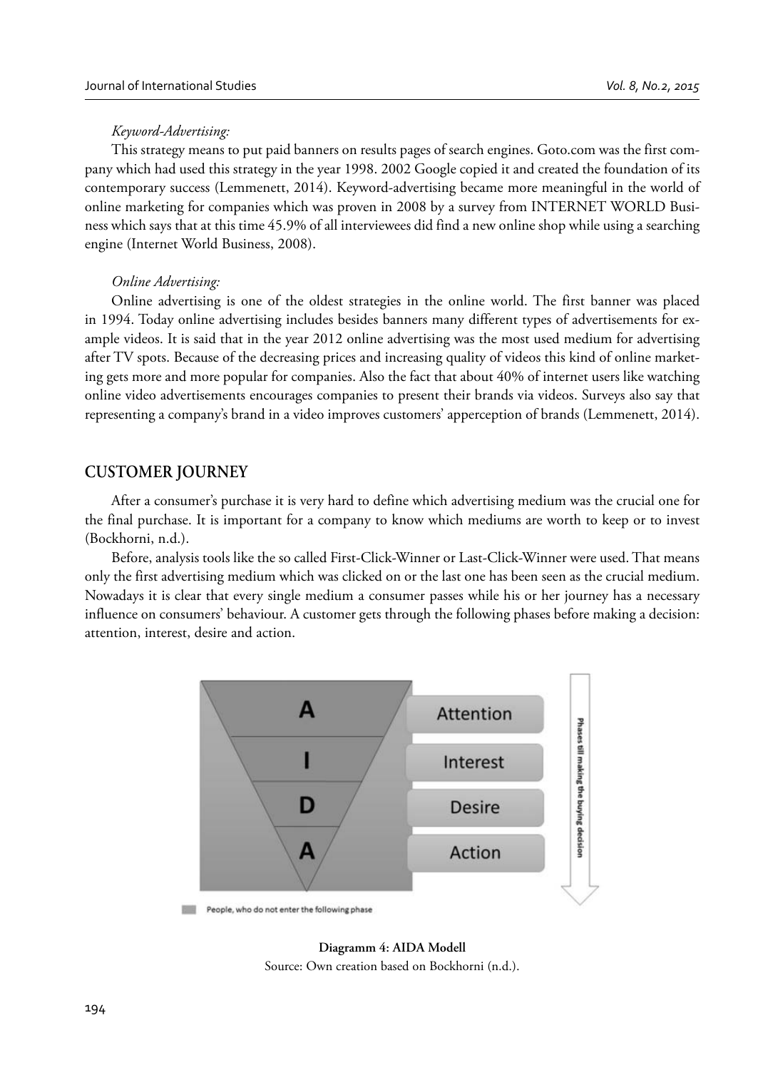*Keyword-Advertising:*

This strategy means to put paid banners on results pages of search engines. Goto.com was the first company which had used this strategy in the year 1998. 2002 Google copied it and created the foundation of its contemporary success (Lemmenett, 2014). Keyword-advertising became more meaningful in the world of online marketing for companies which was proven in 2008 by a survey from INTERNET WORLD Business which says that at this time 45.9% of all interviewees did find a new online shop while using a searching engine (Internet World Business, 2008).

*Online Advertising:*

Online advertising is one of the oldest strategies in the online world. The first banner was placed in 1994. Today online advertising includes besides banners many different types of advertisements for example videos. It is said that in the year 2012 online advertising was the most used medium for advertising after TV spots. Because of the decreasing prices and increasing quality of videos this kind of online marketing gets more and more popular for companies. Also the fact that about 40% of internet users like watching online video advertisements encourages companies to present their brands via videos. Surveys also say that representing a company's brand in a video improves customers' apperception of brands (Lemmenett, 2014).

## CUSTOMER JOURNEY

After a consumer's purchase it is very hard to define which advertising medium was the crucial one for the final purchase. It is important for a company to know which mediums are worth to keep or to invest (Bockhorni, n.d.).

Before, analysis tools like the so called First-Click-Winner or Last-Click-Winner were used. That means only the first advertising medium which was clicked on or the last one has been seen as the crucial medium. Nowadays it is clear that every single medium a consumer passes while his or her journey has a necessary influence on consumers' behaviour. A customer gets through the following phases before making a decision: attention, interest, desire and action.

A – Attention
I – Interest
D – Desire
A – Action

Phases till making the buying decision

People, who do not enter the following phase

**Diagramm 4: AIDA Modell**
Source: Own creation based on Bockhorni (n.d.).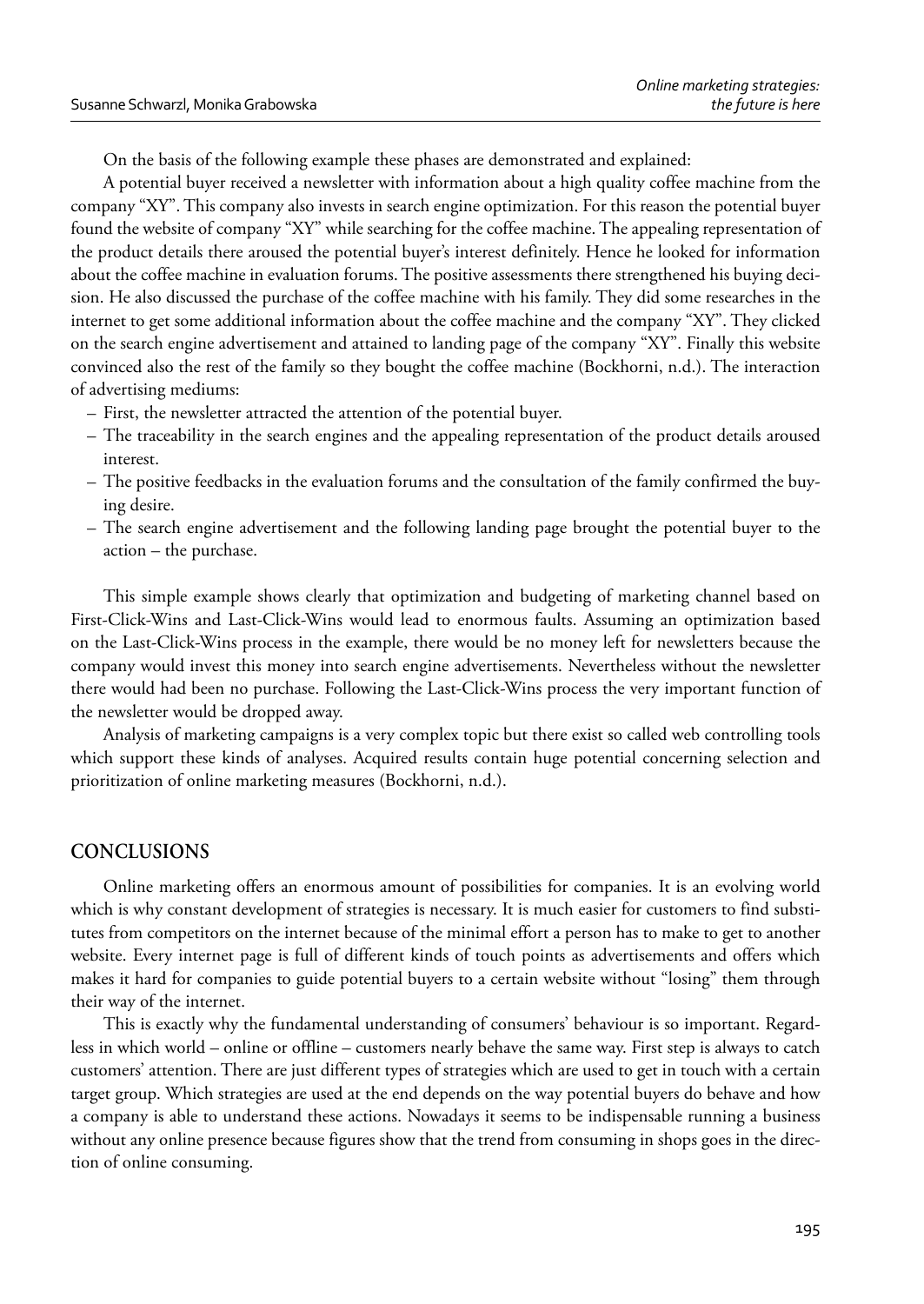On the basis of the following example these phases are demonstrated and explained:

A potential buyer received a newsletter with information about a high quality coffee machine from the company "XY". This company also invests in search engine optimization. For this reason the potential buyer found the website of company "XY" while searching for the coffee machine. The appealing representation of the product details there aroused the potential buyer's interest definitely. Hence he looked for information about the coffee machine in evaluation forums. The positive assessments there strengthened his buying decision. He also discussed the purchase of the coffee machine with his family. They did some researches in the internet to get some additional information about the coffee machine and the company "XY". They clicked on the search engine advertisement and attained to landing page of the company "XY". Finally this website convinced also the rest of the family so they bought the coffee machine (Bockhorni, n.d.). The interaction of advertising mediums:

- First, the newsletter attracted the attention of the potential buyer.
- The traceability in the search engines and the appealing representation of the product details aroused interest.
- The positive feedbacks in the evaluation forums and the consultation of the family confirmed the buying desire.
- The search engine advertisement and the following landing page brought the potential buyer to the action – the purchase.

This simple example shows clearly that optimization and budgeting of marketing channel based on First-Click-Wins and Last-Click-Wins would lead to enormous faults. Assuming an optimization based on the Last-Click-Wins process in the example, there would be no money left for newsletters because the company would invest this money into search engine advertisements. Nevertheless without the newsletter there would had been no purchase. Following the Last-Click-Wins process the very important function of the newsletter would be dropped away.

Analysis of marketing campaigns is a very complex topic but there exist so called web controlling tools which support these kinds of analyses. Acquired results contain huge potential concerning selection and prioritization of online marketing measures (Bockhorni, n.d.).

## CONCLUSIONS

Online marketing offers an enormous amount of possibilities for companies. It is an evolving world which is why constant development of strategies is necessary. It is much easier for customers to find substitutes from competitors on the internet because of the minimal effort a person has to make to get to another website. Every internet page is full of different kinds of touch points as advertisements and offers which makes it hard for companies to guide potential buyers to a certain website without "losing" them through their way of the internet.

This is exactly why the fundamental understanding of consumers' behaviour is so important. Regardless in which world – online or offline – customers nearly behave the same way. First step is always to catch customers' attention. There are just different types of strategies which are used to get in touch with a certain target group. Which strategies are used at the end depends on the way potential buyers do behave and how a company is able to understand these actions. Nowadays it seems to be indispensable running a business without any online presence because figures show that the trend from consuming in shops goes in the direction of online consuming.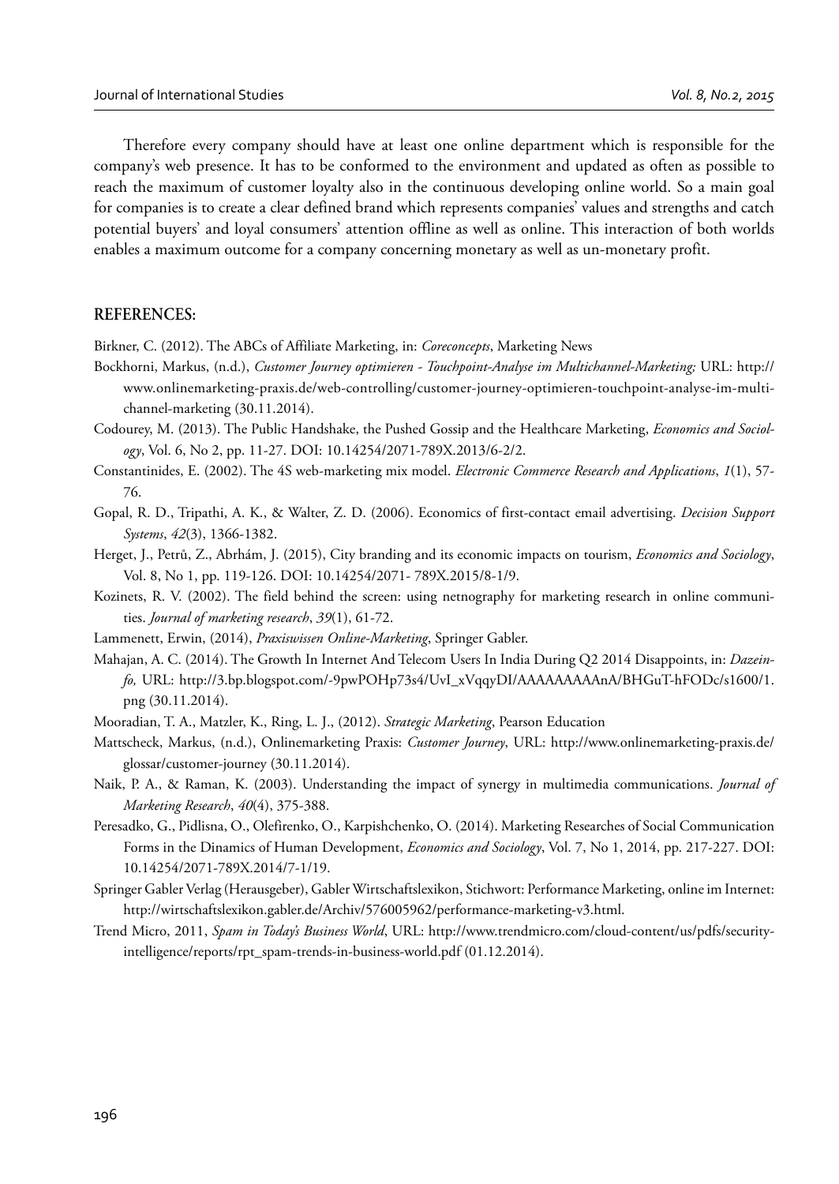Therefore every company should have at least one online department which is responsible for the company's web presence. It has to be conformed to the environment and updated as often as possible to reach the maximum of customer loyalty also in the continuous developing online world. So a main goal for companies is to create a clear defined brand which represents companies' values and strengths and catch potential buyers' and loyal consumers' attention offline as well as online. This interaction of both worlds enables a maximum outcome for a company concerning monetary as well as un-monetary profit.

## REFERENCES:

Birkner, C. (2012). The ABCs of Affiliate Marketing, in: *Coreconcepts*, Marketing News

Bockhorni, Markus, (n.d.), *Customer Journey optimieren - Touchpoint-Analyse im Multichannel-Marketing;* URL: http://www.onlinemarketing-praxis.de/web-controlling/customer-journey-optimieren-touchpoint-analyse-im-multichannel-marketing (30.11.2014).

Codourey, M. (2013). The Public Handshake, the Pushed Gossip and the Healthcare Marketing, *Economics and Sociology*, Vol. 6, No 2, pp. 11-27. DOI: 10.14254/2071-789X.2013/6-2/2.

Constantinides, E. (2002). The 4S web-marketing mix model. *Electronic Commerce Research and Applications*, *1*(1), 57-76.

Gopal, R. D., Tripathi, A. K., & Walter, Z. D. (2006). Economics of first-contact email advertising. *Decision Support Systems*, *42*(3), 1366-1382.

Herget, J., Petrů, Z., Abrhám, J. (2015), City branding and its economic impacts on tourism, *Economics and Sociology*, Vol. 8, No 1, pp. 119-126. DOI: 10.14254/2071- 789X.2015/8-1/9.

Kozinets, R. V. (2002). The field behind the screen: using netnography for marketing research in online communities. *Journal of marketing research*, *39*(1), 61-72.

Lammenett, Erwin, (2014), *Praxiswissen Online-Marketing*, Springer Gabler.

Mahajan, A. C. (2014). The Growth In Internet And Telecom Users In India During Q2 2014 Disappoints, in: *Dazeinfo,* URL: http://3.bp.blogspot.com/-9pwPOHp73s4/UvI_xVqqyDI/AAAAAAAAAnA/BHGuT-hFODc/s1600/1.png (30.11.2014).

Mooradian, T. A., Matzler, K., Ring, L. J., (2012). *Strategic Marketing*, Pearson Education

Mattscheck, Markus, (n.d.), Onlinemarketing Praxis: *Customer Journey*, URL: http://www.onlinemarketing-praxis.de/glossar/customer-journey (30.11.2014).

Naik, P. A., & Raman, K. (2003). Understanding the impact of synergy in multimedia communications. *Journal of Marketing Research*, *40*(4), 375-388.

Peresadko, G., Pidlisna, O., Olefirenko, O., Karpishchenko, O. (2014). Marketing Researches of Social Communication Forms in the Dinamics of Human Development, *Economics and Sociology*, Vol. 7, No 1, 2014, pp. 217-227. DOI: 10.14254/2071-789X.2014/7-1/19.

Springer Gabler Verlag (Herausgeber), Gabler Wirtschaftslexikon, Stichwort: Performance Marketing, online im Internet: http://wirtschaftslexikon.gabler.de/Archiv/576005962/performance-marketing-v3.html.

Trend Micro, 2011, *Spam in Today's Business World*, URL: http://www.trendmicro.com/cloud-content/us/pdfs/security-intelligence/reports/rpt_spam-trends-in-business-world.pdf (01.12.2014).